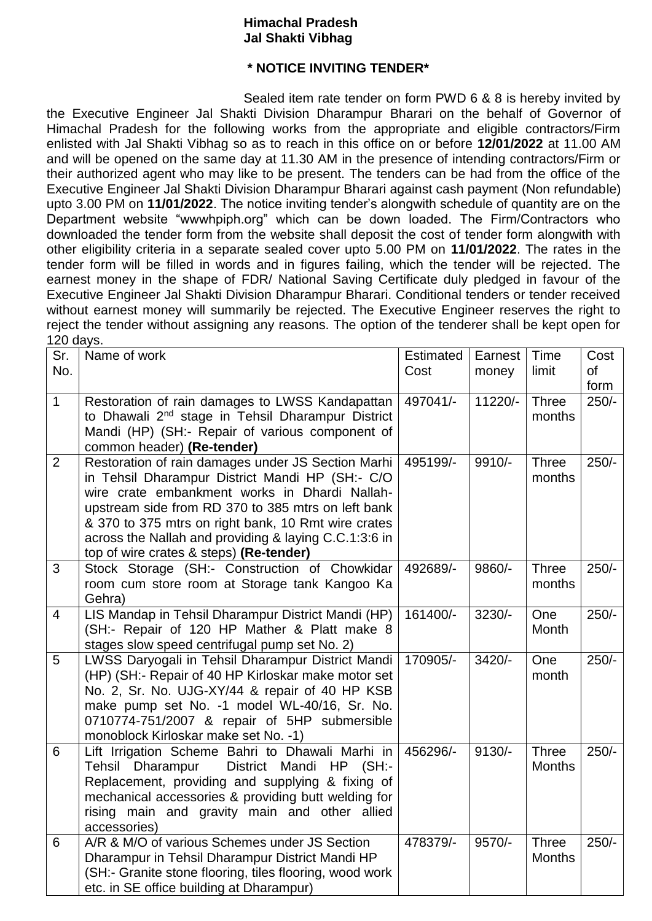**Himachal Pradesh**
**Jal Shakti Vibhag**

**\* NOTICE INVITING TENDER\***

Sealed item rate tender on form PWD 6 & 8 is hereby invited by the Executive Engineer Jal Shakti Division Dharampur Bharari on the behalf of Governor of Himachal Pradesh for the following works from the appropriate and eligible contractors/Firm enlisted with Jal Shakti Vibhag so as to reach in this office on or before **12/01/2022** at 11.00 AM and will be opened on the same day at 11.30 AM in the presence of intending contractors/Firm or their authorized agent who may like to be present. The tenders can be had from the office of the Executive Engineer Jal Shakti Division Dharampur Bharari against cash payment (Non refundable) upto 3.00 PM on **11/01/2022**. The notice inviting tender's alongwith schedule of quantity are on the Department website "wwwhpiph.org" which can be down loaded. The Firm/Contractors who downloaded the tender form from the website shall deposit the cost of tender form alongwith with other eligibility criteria in a separate sealed cover upto 5.00 PM on **11/01/2022**. The rates in the tender form will be filled in words and in figures failing, which the tender will be rejected. The earnest money in the shape of FDR/ National Saving Certificate duly pledged in favour of the Executive Engineer Jal Shakti Division Dharampur Bharari. Conditional tenders or tender received without earnest money will summarily be rejected. The Executive Engineer reserves the right to reject the tender without assigning any reasons. The option of the tenderer shall be kept open for 120 days.

| Sr. No. | Name of work | Estimated Cost | Earnest money | Time limit | Cost of form |
|---|---|---|---|---|---|
| 1 | Restoration of rain damages to LWSS Kandapattan to Dhawali 2nd stage in Tehsil Dharampur District Mandi (HP) (SH:- Repair of various component of common header) **(Re-tender)** | 497041/- | 11220/- | Three months | 250/- |
| 2 | Restoration of rain damages under JS Section Marhi in Tehsil Dharampur District Mandi HP (SH:- C/O wire crate embankment works in Dhardi Nallah-upstream side from RD 370 to 385 mtrs on left bank & 370 to 375 mtrs on right bank, 10 Rmt wire crates across the Nallah and providing & laying C.C.1:3:6 in top of wire crates & steps) **(Re-tender)** | 495199/- | 9910/- | Three months | 250/- |
| 3 | Stock Storage (SH:- Construction of Chowkidar room cum store room at Storage tank Kangoo Ka Gehra) | 492689/- | 9860/- | Three months | 250/- |
| 4 | LIS Mandap in Tehsil Dharampur District Mandi (HP) (SH:- Repair of 120 HP Mather & Platt make 8 stages slow speed centrifugal pump set No. 2) | 161400/- | 3230/- | One Month | 250/- |
| 5 | LWSS Daryogali in Tehsil Dharampur District Mandi (HP) (SH:- Repair of 40 HP Kirloskar make motor set No. 2, Sr. No. UJG-XY/44 & repair of 40 HP KSB make pump set No. -1 model WL-40/16, Sr. No. 0710774-751/2007 & repair of 5HP submersible monoblock Kirloskar make set No. -1) | 170905/- | 3420/- | One month | 250/- |
| 6 | Lift Irrigation Scheme Bahri to Dhawali Marhi in Tehsil Dharampur District Mandi HP (SH:- Replacement, providing and supplying & fixing of mechanical accessories & providing butt welding for rising main and gravity main and other allied accessories) | 456296/- | 9130/- | Three Months | 250/- |
| 6 | A/R & M/O of various Schemes under JS Section Dharampur in Tehsil Dharampur District Mandi HP (SH:- Granite stone flooring, tiles flooring, wood work etc. in SE office building at Dharampur) | 478379/- | 9570/- | Three Months | 250/- |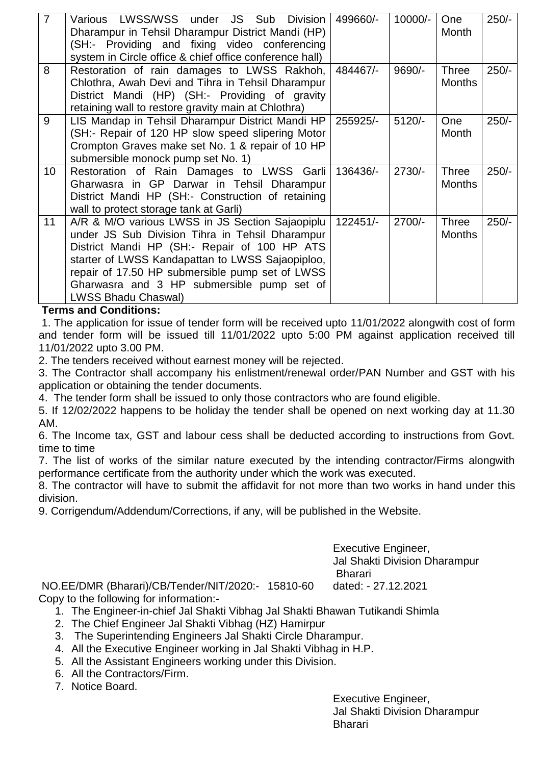| | | | | | |
|---|---|---|---|---|---|
| 7 | Various LWSS/WSS under JS Sub Division Dharampur in Tehsil Dharampur District Mandi (HP) (SH:- Providing and fixing video conferencing system in Circle office & chief office conference hall) | 499660/- | 10000/- | One Month | 250/- |
| 8 | Restoration of rain damages to LWSS Rakhoh, Chlothra, Awah Devi and Tihra in Tehsil Dharampur District Mandi (HP) (SH:- Providing of gravity retaining wall to restore gravity main at Chlothra) | 484467/- | 9690/- | Three Months | 250/- |
| 9 | LIS Mandap in Tehsil Dharampur District Mandi HP (SH:- Repair of 120 HP slow speed slipering Motor Crompton Graves make set No. 1 & repair of 10 HP submersible monock pump set No. 1) | 255925/- | 5120/- | One Month | 250/- |
| 10 | Restoration of Rain Damages to LWSS Garli Gharwasra in GP Darwar in Tehsil Dharampur District Mandi HP (SH:- Construction of retaining wall to protect storage tank at Garli) | 136436/- | 2730/- | Three Months | 250/- |
| 11 | A/R & M/O various LWSS in JS Section Sajaopiplu under JS Sub Division Tihra in Tehsil Dharampur District Mandi HP (SH:- Repair of 100 HP ATS starter of LWSS Kandapattan to LWSS Sajaopiploo, repair of 17.50 HP submersible pump set of LWSS Gharwasra and 3 HP submersible pump set of LWSS Bhadu Chaswal) | 122451/- | 2700/- | Three Months | 250/- |

**Terms and Conditions:**

1. The application for issue of tender form will be received upto 11/01/2022 alongwith cost of form and tender form will be issued till 11/01/2022 upto 5:00 PM against application received till 11/01/2022 upto 3.00 PM.
2. The tenders received without earnest money will be rejected.
3. The Contractor shall accompany his enlistment/renewal order/PAN Number and GST with his application or obtaining the tender documents.
4. The tender form shall be issued to only those contractors who are found eligible.
5. If 12/02/2022 happens to be holiday the tender shall be opened on next working day at 11.30 AM.
6. The Income tax, GST and labour cess shall be deducted according to instructions from Govt. time to time
7. The list of works of the similar nature executed by the intending contractor/Firms alongwith performance certificate from the authority under which the work was executed.
8. The contractor will have to submit the affidavit for not more than two works in hand under this division.
9. Corrigendum/Addendum/Corrections, if any, will be published in the Website.

Executive Engineer,
Jal Shakti Division Dharampur
Bharari

NO.EE/DMR (Bharari)/CB/Tender/NIT/2020:- 15810-60 dated: - 27.12.2021

Copy to the following for information:-

1. The Engineer-in-chief Jal Shakti Vibhag Jal Shakti Bhawan Tutikandi Shimla
2. The Chief Engineer Jal Shakti Vibhag (HZ) Hamirpur
3. The Superintending Engineers Jal Shakti Circle Dharampur.
4. All the Executive Engineer working in Jal Shakti Vibhag in H.P.
5. All the Assistant Engineers working under this Division.
6. All the Contractors/Firm.
7. Notice Board.

Executive Engineer,
Jal Shakti Division Dharampur
Bharari